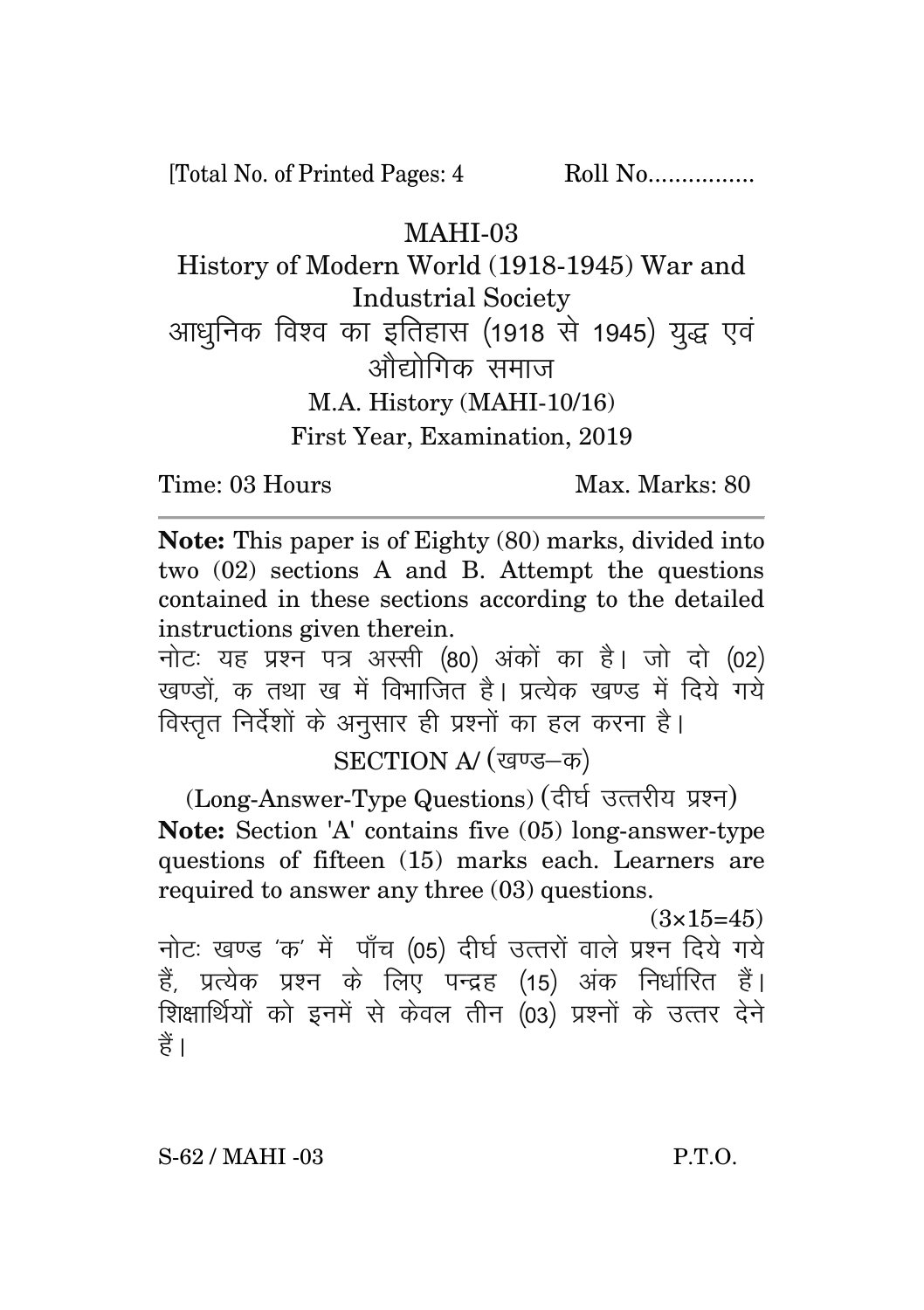[Total No. of Printed Pages: 4 Roll No................

# MAHI-03

## History of Modern World (1918-1945) War and Industrial Society

## आधुनिक विश्व का इतिहास (1918 से 1945) युद्ध एवं औद्योगिक समाज

M.A. History (MAHI-10/16)

First Year, Examination, 2019

Time: 03 Hours Max. Marks: 80

---

**Note:** This paper is of Eighty (80) marks, divided into two (02) sections A and B. Attempt the questions contained in these sections according to the detailed instructions given therein.

नोटः यह प्रश्न पत्र अस्सी (80) अंकों का है। जो दो (02) खण्डों, क तथा ख में विभाजित है। प्रत्येक खण्ड में दिये गये विस्तृत निर्देशों के अनुसार ही प्रश्नों का हल करना है।

### SECTION A/ (खण्ड–क)

(Long-Answer-Type Questions) (दीर्घ उत्तरीय प्रश्न)

**Note:** Section 'A' contains five (05) long-answer-type questions of fifteen (15) marks each. Learners are required to answer any three (03) questions.

(3×15=45)

नोटः खण्ड 'क' में पाँच (05) दीर्घ उत्तरों वाले प्रश्न दिये गये हैं, प्रत्येक प्रश्न के लिए पन्द्रह (15) अंक निर्धारित हैं। शिक्षार्थियों को इनमें से केवल तीन (03) प्रश्नों के उत्तर देने हैं।

S-62 / MAHI -03 P.T.O.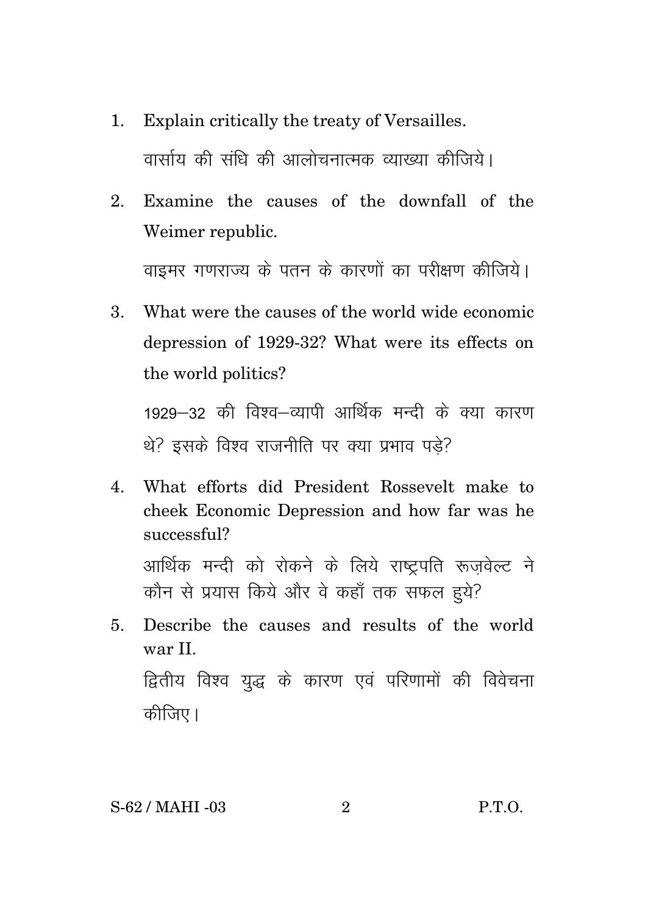1. Explain critically the treaty of Versailles.

   वार्साय की संधि की आलोचनात्मक व्याख्या कीजिये।

2. Examine the causes of the downfall of the Weimer republic.

   वाइमर गणराज्य के पतन के कारणों का परीक्षण कीजिये।

3. What were the causes of the world wide economic depression of 1929-32? What were its effects on the world politics?

   1929–32 की विश्व–व्यापी आर्थिक मन्दी के क्या कारण थे? इसके विश्व राजनीति पर क्या प्रभाव पड़े?

4. What efforts did President Rossevelt make to cheek Economic Depression and how far was he successful?

   आर्थिक मन्दी को रोकने के लिये राष्ट्रपति रूज़वेल्ट ने कौन से प्रयास किये और वे कहाँ तक सफल हुये?

5. Describe the causes and results of the world war II.

   द्वितीय विश्व युद्ध के कारण एवं परिणामों की विवेचना कीजिए।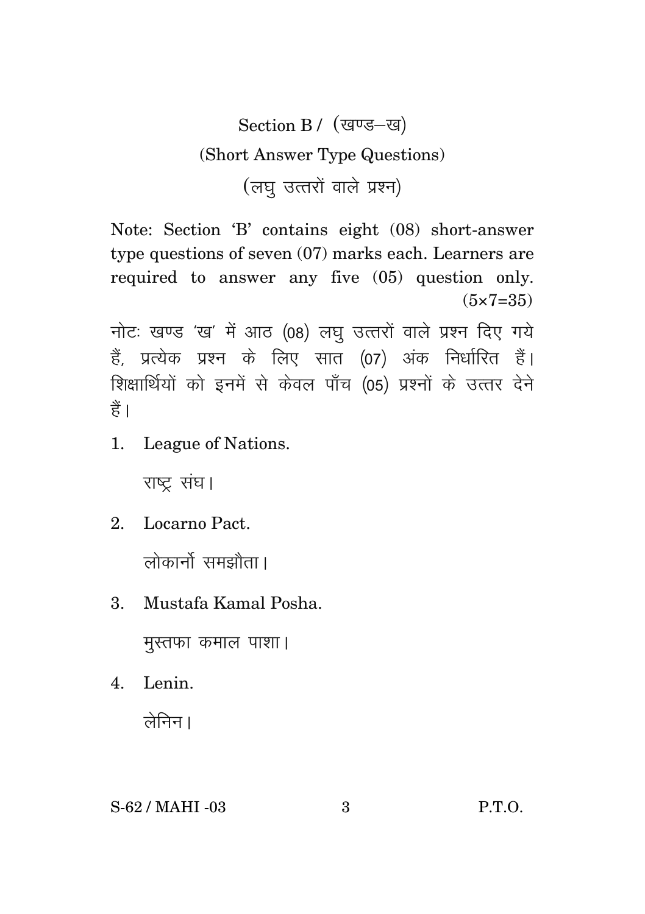## Section B / (खण्ड–ख)

### (Short Answer Type Questions)

### (लघु उत्तरों वाले प्रश्न)

Note: Section 'B' contains eight (08) short-answer type questions of seven (07) marks each. Learners are required to answer any five (05) question only. (5×7=35)

नोटः खण्ड 'ख' में आठ (08) लघु उत्तरों वाले प्रश्न दिए गये हैं, प्रत्येक प्रश्न के लिए सात (07) अंक निर्धारित हैं। शिक्षार्थियों को इनमें से केवल पाँच (05) प्रश्नों के उत्तर देने हैं।

1. League of Nations.

   राष्ट्र संघ।

2. Locarno Pact.

   लोकार्नो समझौता।

3. Mustafa Kamal Posha.

   मुस्तफा कमाल पाशा।

4. Lenin.

   लेनिन।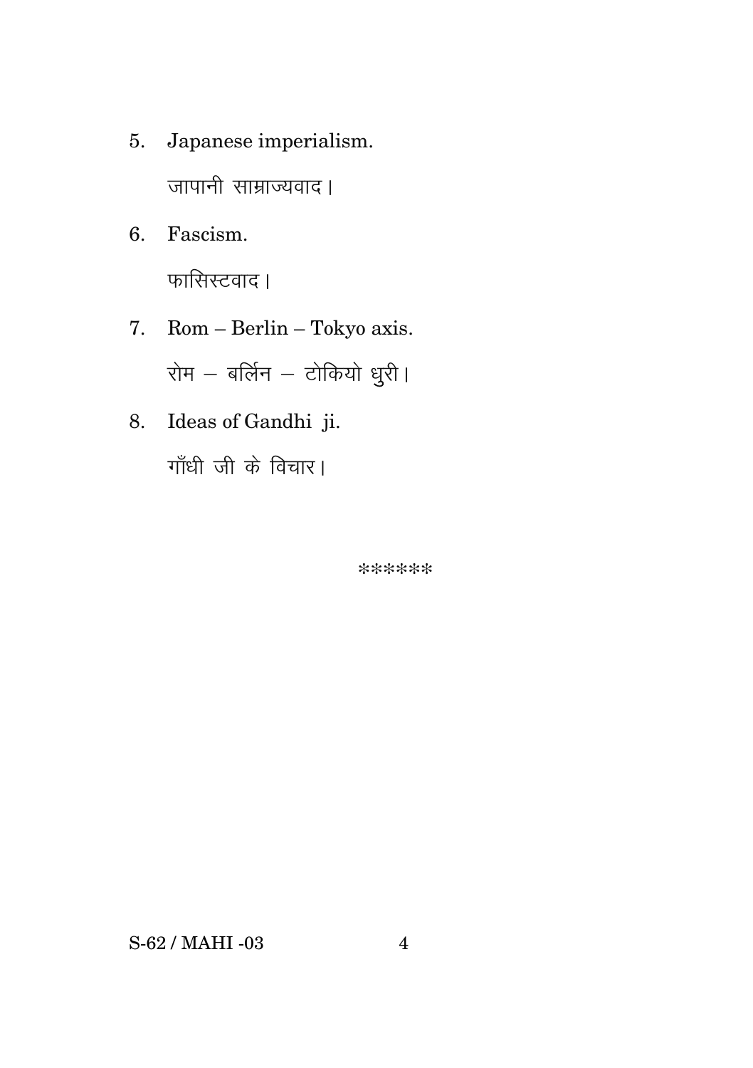5. Japanese imperialism.

   जापानी साम्राज्यवाद।

6. Fascism.

   फासिस्टवाद।

7. Rom – Berlin – Tokyo axis.

   रोम – बर्लिन – टोकियो धुरी।

8. Ideas of Gandhi ji.

   गाँधी जी के विचार।

******